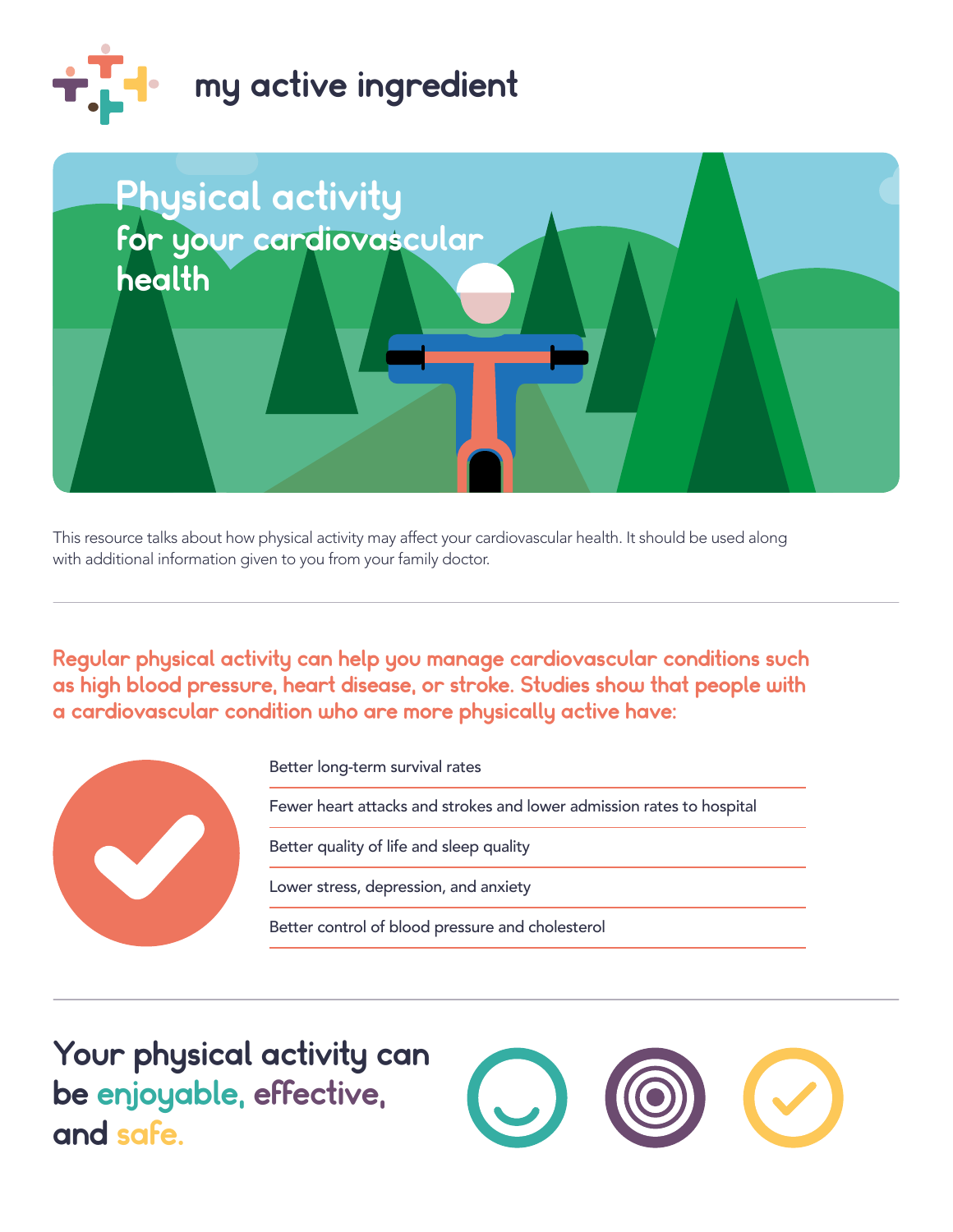# my active ingredient

# Physical activity

## for your cardiovascular health

This resource talks about how physical activity may affect your cardiovascular health. It should be used along with additional information given to you from your family doctor.

---

**Regular physical activity can help you manage cardiovascular conditions such as high blood pressure, heart disease, or stroke. Studies show that people with a cardiovascular condition who are more physically active have:**

- Better long-term survival rates
- Fewer heart attacks and strokes and lower admission rates to hospital
- Better quality of life and sleep quality
- Lower stress, depression, and anxiety
- Better control of blood pressure and cholesterol

---

## Your physical activity can be enjoyable, effective, and safe.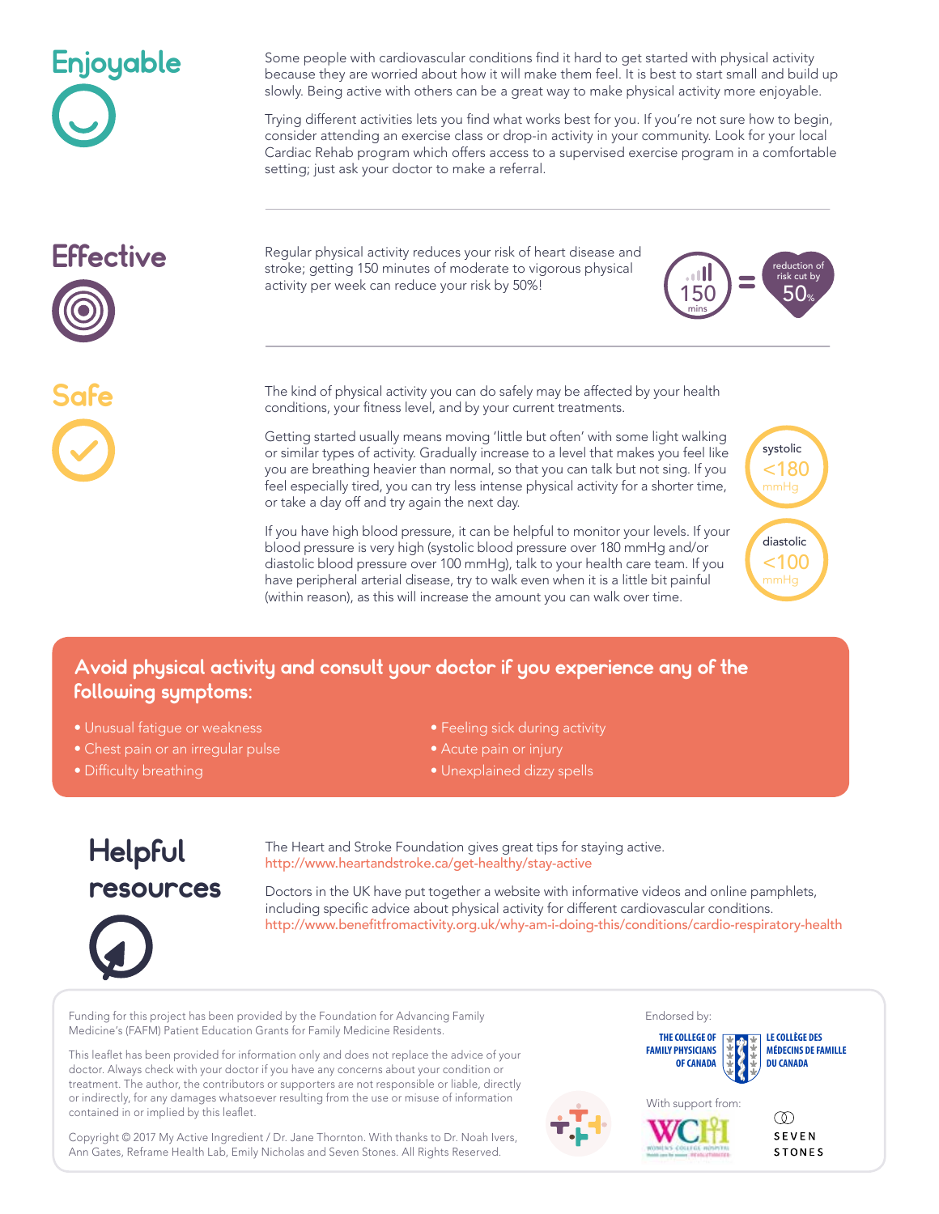## Enjoyable

Some people with cardiovascular conditions find it hard to get started with physical activity because they are worried about how it will make them feel. It is best to start small and build up slowly. Being active with others can be a great way to make physical activity more enjoyable.

Trying different activities lets you find what works best for you. If you're not sure how to begin, consider attending an exercise class or drop-in activity in your community. Look for your local Cardiac Rehab program which offers access to a supervised exercise program in a comfortable setting; just ask your doctor to make a referral.

## Effective

Regular physical activity reduces your risk of heart disease and stroke; getting 150 minutes of moderate to vigorous physical activity per week can reduce your risk by 50%!

150 mins = reduction of risk cut by 50%

## Safe

The kind of physical activity you can do safely may be affected by your health conditions, your fitness level, and by your current treatments.

Getting started usually means moving 'little but often' with some light walking or similar types of activity. Gradually increase to a level that makes you feel like you are breathing heavier than normal, so that you can talk but not sing. If you feel especially tired, you can try less intense physical activity for a shorter time, or take a day off and try again the next day.

If you have high blood pressure, it can be helpful to monitor your levels. If your blood pressure is very high (systolic blood pressure over 180 mmHg and/or diastolic blood pressure over 100 mmHg), talk to your health care team. If you have peripheral arterial disease, try to walk even when it is a little bit painful (within reason), as this will increase the amount you can walk over time.

systolic <180 mmHg

diastolic <100 mmHg

### Avoid physical activity and consult your doctor if you experience any of the following symptoms:

- Unusual fatigue or weakness
- Chest pain or an irregular pulse
- Difficulty breathing
- Feeling sick during activity
- Acute pain or injury
- Unexplained dizzy spells

## Helpful resources

The Heart and Stroke Foundation gives great tips for staying active.
http://www.heartandstroke.ca/get-healthy/stay-active

Doctors in the UK have put together a website with informative videos and online pamphlets, including specific advice about physical activity for different cardiovascular conditions.
http://www.benefitfromactivity.org.uk/why-am-i-doing-this/conditions/cardio-respiratory-health

Funding for this project has been provided by the Foundation for Advancing Family Medicine's (FAFM) Patient Education Grants for Family Medicine Residents.

This leaflet has been provided for information only and does not replace the advice of your doctor. Always check with your doctor if you have any concerns about your condition or treatment. The author, the contributors or supporters are not responsible or liable, directly or indirectly, for any damages whatsoever resulting from the use or misuse of information contained in or implied by this leaflet.

Copyright © 2017 My Active Ingredient / Dr. Jane Thornton. With thanks to Dr. Noah Ivers, Ann Gates, Reframe Health Lab, Emily Nicholas and Seven Stones. All Rights Reserved.

Endorsed by:

THE COLLEGE OF FAMILY PHYSICIANS OF CANADA
LE COLLÈGE DES MÉDECINS DE FAMILLE DU CANADA

With support from:

WCH
SEVEN STONES